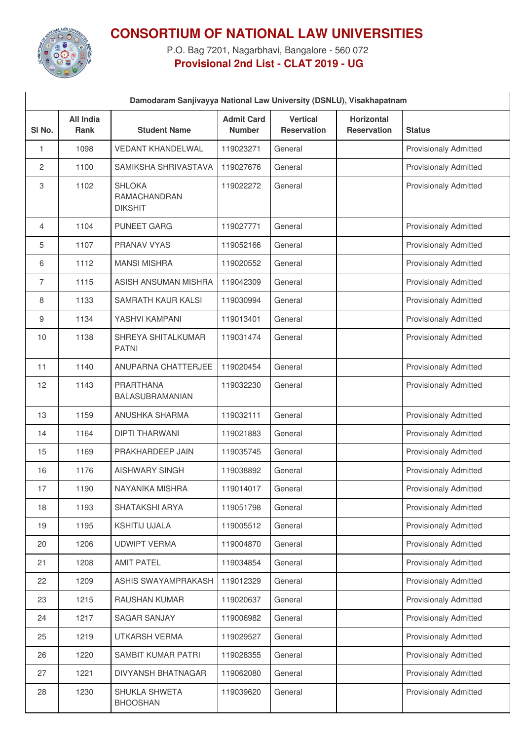# CONSORTIUM OF NATIONAL LAW UNIVERSITIES

P.O. Bag 7201, Nagarbhavi, Bangalore - 560 072

**Provisional 2nd List - CLAT 2019 - UG**

| Damodaram Sanjivayya National Law University (DSNLU), Visakhapatnam | | | | | | |
|---|---|---|---|---|---|---|
| **Sl No.** | **All India Rank** | **Student Name** | **Admit Card Number** | **Vertical Reservation** | **Horizontal Reservation** | **Status** |
| 1 | 1098 | VEDANT KHANDELWAL | 119023271 | General | | Provisionaly Admitted |
| 2 | 1100 | SAMIKSHA SHRIVASTAVA | 119027676 | General | | Provisionaly Admitted |
| 3 | 1102 | SHLOKA RAMACHANDRAN DIKSHIT | 119022272 | General | | Provisionaly Admitted |
| 4 | 1104 | PUNEET GARG | 119027771 | General | | Provisionaly Admitted |
| 5 | 1107 | PRANAV VYAS | 119052166 | General | | Provisionaly Admitted |
| 6 | 1112 | MANSI MISHRA | 119020552 | General | | Provisionaly Admitted |
| 7 | 1115 | ASISH ANSUMAN MISHRA | 119042309 | General | | Provisionaly Admitted |
| 8 | 1133 | SAMRATH KAUR KALSI | 119030994 | General | | Provisionaly Admitted |
| 9 | 1134 | YASHVI KAMPANI | 119013401 | General | | Provisionaly Admitted |
| 10 | 1138 | SHREYA SHITALKUMAR PATNI | 119031474 | General | | Provisionaly Admitted |
| 11 | 1140 | ANUPARNA CHATTERJEE | 119020454 | General | | Provisionaly Admitted |
| 12 | 1143 | PRARTHANA BALASUBRAMANIAN | 119032230 | General | | Provisionaly Admitted |
| 13 | 1159 | ANUSHKA SHARMA | 119032111 | General | | Provisionaly Admitted |
| 14 | 1164 | DIPTI THARWANI | 119021883 | General | | Provisionaly Admitted |
| 15 | 1169 | PRAKHARDEEP JAIN | 119035745 | General | | Provisionaly Admitted |
| 16 | 1176 | AISHWARY SINGH | 119038892 | General | | Provisionaly Admitted |
| 17 | 1190 | NAYANIKA MISHRA | 119014017 | General | | Provisionaly Admitted |
| 18 | 1193 | SHATAKSHI ARYA | 119051798 | General | | Provisionaly Admitted |
| 19 | 1195 | KSHITIJ UJALA | 119005512 | General | | Provisionaly Admitted |
| 20 | 1206 | UDWIPT VERMA | 119004870 | General | | Provisionaly Admitted |
| 21 | 1208 | AMIT PATEL | 119034854 | General | | Provisionaly Admitted |
| 22 | 1209 | ASHIS SWAYAMPRAKASH | 119012329 | General | | Provisionaly Admitted |
| 23 | 1215 | RAUSHAN KUMAR | 119020637 | General | | Provisionaly Admitted |
| 24 | 1217 | SAGAR SANJAY | 119006982 | General | | Provisionaly Admitted |
| 25 | 1219 | UTKARSH VERMA | 119029527 | General | | Provisionaly Admitted |
| 26 | 1220 | SAMBIT KUMAR PATRI | 119028355 | General | | Provisionaly Admitted |
| 27 | 1221 | DIVYANSH BHATNAGAR | 119062080 | General | | Provisionaly Admitted |
| 28 | 1230 | SHUKLA SHWETA BHOOSHAN | 119039620 | General | | Provisionaly Admitted |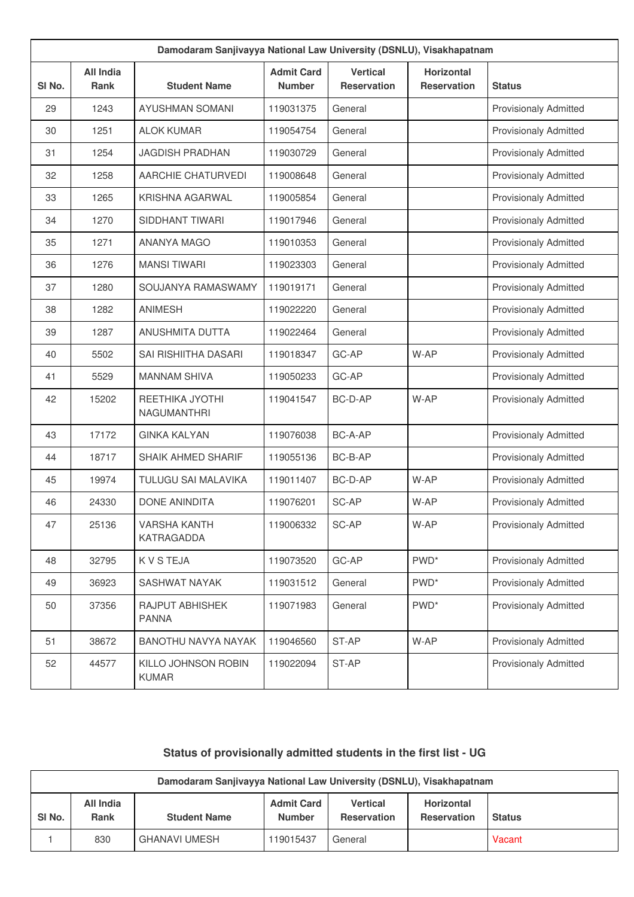| Damodaram Sanjivayya National Law University (DSNLU), Visakhapatnam | | | | | | |
|---|---|---|---|---|---|---|
| Sl No. | All India Rank | Student Name | Admit Card Number | Vertical Reservation | Horizontal Reservation | Status |
| 29 | 1243 | AYUSHMAN SOMANI | 119031375 | General | | Provisionaly Admitted |
| 30 | 1251 | ALOK KUMAR | 119054754 | General | | Provisionaly Admitted |
| 31 | 1254 | JAGDISH PRADHAN | 119030729 | General | | Provisionaly Admitted |
| 32 | 1258 | AARCHIE CHATURVEDI | 119008648 | General | | Provisionaly Admitted |
| 33 | 1265 | KRISHNA AGARWAL | 119005854 | General | | Provisionaly Admitted |
| 34 | 1270 | SIDDHANT TIWARI | 119017946 | General | | Provisionaly Admitted |
| 35 | 1271 | ANANYA MAGO | 119010353 | General | | Provisionaly Admitted |
| 36 | 1276 | MANSI TIWARI | 119023303 | General | | Provisionaly Admitted |
| 37 | 1280 | SOUJANYA RAMASWAMY | 119019171 | General | | Provisionaly Admitted |
| 38 | 1282 | ANIMESH | 119022220 | General | | Provisionaly Admitted |
| 39 | 1287 | ANUSHMITA DUTTA | 119022464 | General | | Provisionaly Admitted |
| 40 | 5502 | SAI RISHIITHA DASARI | 119018347 | GC-AP | W-AP | Provisionaly Admitted |
| 41 | 5529 | MANNAM SHIVA | 119050233 | GC-AP | | Provisionaly Admitted |
| 42 | 15202 | REETHIKA JYOTHI NAGUMANTHRI | 119041547 | BC-D-AP | W-AP | Provisionaly Admitted |
| 43 | 17172 | GINKA KALYAN | 119076038 | BC-A-AP | | Provisionaly Admitted |
| 44 | 18717 | SHAIK AHMED SHARIF | 119055136 | BC-B-AP | | Provisionaly Admitted |
| 45 | 19974 | TULUGU SAI MALAVIKA | 119011407 | BC-D-AP | W-AP | Provisionaly Admitted |
| 46 | 24330 | DONE ANINDITA | 119076201 | SC-AP | W-AP | Provisionaly Admitted |
| 47 | 25136 | VARSHA KANTH KATRAGADDA | 119006332 | SC-AP | W-AP | Provisionaly Admitted |
| 48 | 32795 | K V S TEJA | 119073520 | GC-AP | PWD* | Provisionaly Admitted |
| 49 | 36923 | SASHWAT NAYAK | 119031512 | General | PWD* | Provisionaly Admitted |
| 50 | 37356 | RAJPUT ABHISHEK PANNA | 119071983 | General | PWD* | Provisionaly Admitted |
| 51 | 38672 | BANOTHU NAVYA NAYAK | 119046560 | ST-AP | W-AP | Provisionaly Admitted |
| 52 | 44577 | KILLO JOHNSON ROBIN KUMAR | 119022094 | ST-AP | | Provisionaly Admitted |

## Status of provisionally admitted students in the first list - UG

| Damodaram Sanjivayya National Law University (DSNLU), Visakhapatnam | | | | | | |
|---|---|---|---|---|---|---|
| Sl No. | All India Rank | Student Name | Admit Card Number | Vertical Reservation | Horizontal Reservation | Status |
| 1 | 830 | GHANAVI UMESH | 119015437 | General | | Vacant |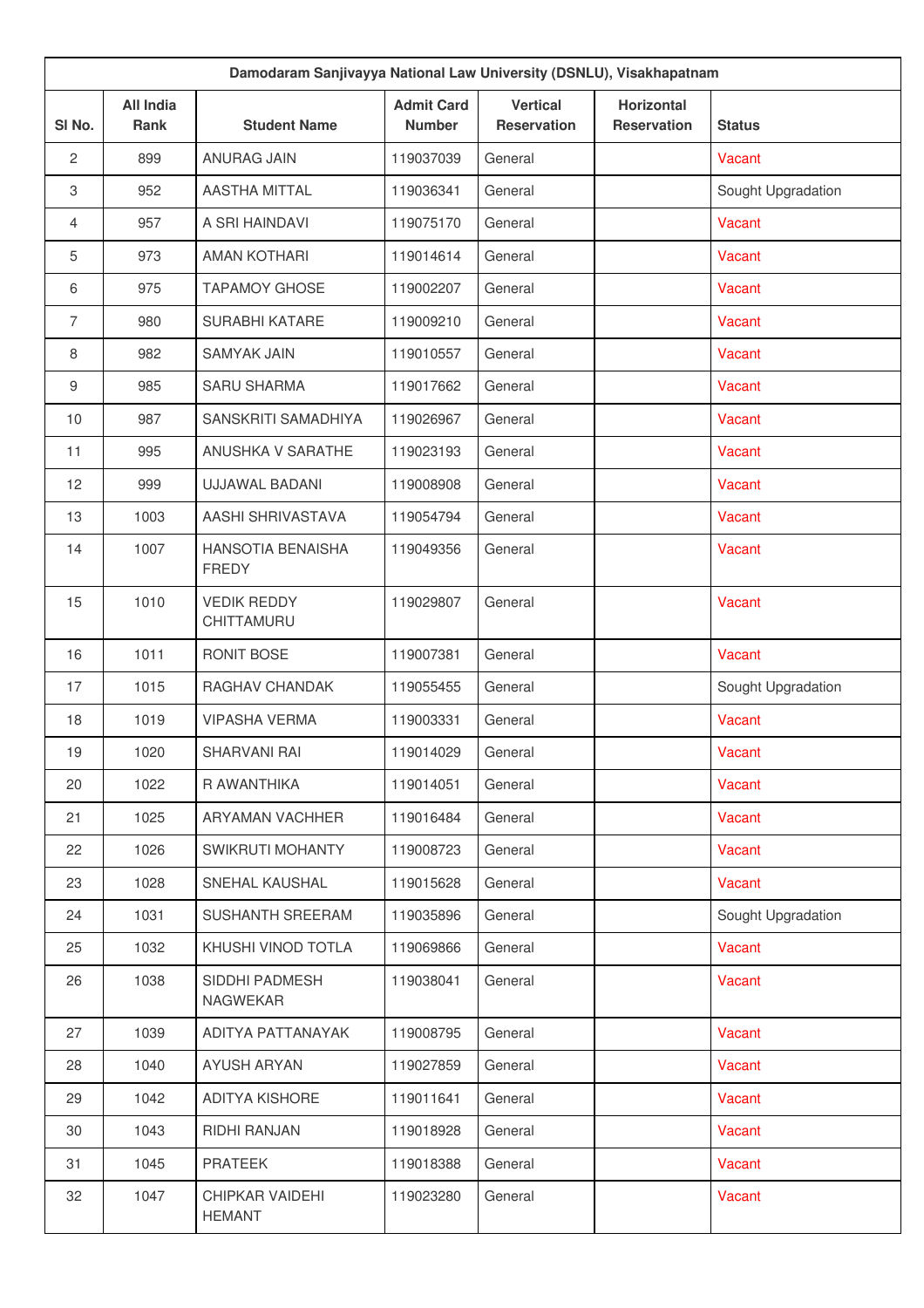| Damodaram Sanjivayya National Law University (DSNLU), Visakhapatnam | | | | | | |
|---|---|---|---|---|---|---|
| Sl No. | All India Rank | Student Name | Admit Card Number | Vertical Reservation | Horizontal Reservation | Status |
| 2 | 899 | ANURAG JAIN | 119037039 | General | | Vacant |
| 3 | 952 | AASTHA MITTAL | 119036341 | General | | Sought Upgradation |
| 4 | 957 | A SRI HAINDAVI | 119075170 | General | | Vacant |
| 5 | 973 | AMAN KOTHARI | 119014614 | General | | Vacant |
| 6 | 975 | TAPAMOY GHOSE | 119002207 | General | | Vacant |
| 7 | 980 | SURABHI KATARE | 119009210 | General | | Vacant |
| 8 | 982 | SAMYAK JAIN | 119010557 | General | | Vacant |
| 9 | 985 | SARU SHARMA | 119017662 | General | | Vacant |
| 10 | 987 | SANSKRITI SAMADHIYA | 119026967 | General | | Vacant |
| 11 | 995 | ANUSHKA V SARATHE | 119023193 | General | | Vacant |
| 12 | 999 | UJJAWAL BADANI | 119008908 | General | | Vacant |
| 13 | 1003 | AASHI SHRIVASTAVA | 119054794 | General | | Vacant |
| 14 | 1007 | HANSOTIA BENAISHA FREDY | 119049356 | General | | Vacant |
| 15 | 1010 | VEDIK REDDY CHITTAMURU | 119029807 | General | | Vacant |
| 16 | 1011 | RONIT BOSE | 119007381 | General | | Vacant |
| 17 | 1015 | RAGHAV CHANDAK | 119055455 | General | | Sought Upgradation |
| 18 | 1019 | VIPASHA VERMA | 119003331 | General | | Vacant |
| 19 | 1020 | SHARVANI RAI | 119014029 | General | | Vacant |
| 20 | 1022 | R AWANTHIKA | 119014051 | General | | Vacant |
| 21 | 1025 | ARYAMAN VACHHER | 119016484 | General | | Vacant |
| 22 | 1026 | SWIKRUTI MOHANTY | 119008723 | General | | Vacant |
| 23 | 1028 | SNEHAL KAUSHAL | 119015628 | General | | Vacant |
| 24 | 1031 | SUSHANTH SREERAM | 119035896 | General | | Sought Upgradation |
| 25 | 1032 | KHUSHI VINOD TOTLA | 119069866 | General | | Vacant |
| 26 | 1038 | SIDDHI PADMESH NAGWEKAR | 119038041 | General | | Vacant |
| 27 | 1039 | ADITYA PATTANAYAK | 119008795 | General | | Vacant |
| 28 | 1040 | AYUSH ARYAN | 119027859 | General | | Vacant |
| 29 | 1042 | ADITYA KISHORE | 119011641 | General | | Vacant |
| 30 | 1043 | RIDHI RANJAN | 119018928 | General | | Vacant |
| 31 | 1045 | PRATEEK | 119018388 | General | | Vacant |
| 32 | 1047 | CHIPKAR VAIDEHI HEMANT | 119023280 | General | | Vacant |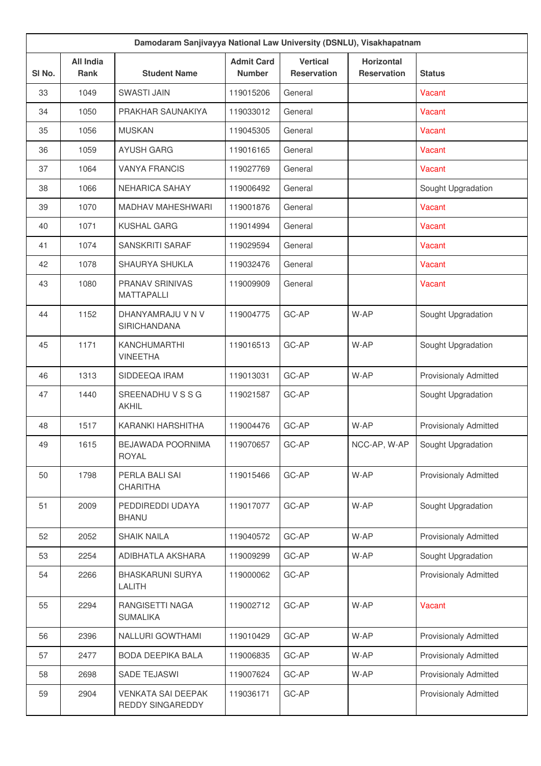| Damodaram Sanjivayya National Law University (DSNLU), Visakhapatnam | | | | | | |
|---|---|---|---|---|---|---|
| Sl No. | All India Rank | Student Name | Admit Card Number | Vertical Reservation | Horizontal Reservation | Status |
| 33 | 1049 | SWASTI JAIN | 119015206 | General | | Vacant |
| 34 | 1050 | PRAKHAR SAUNAKIYA | 119033012 | General | | Vacant |
| 35 | 1056 | MUSKAN | 119045305 | General | | Vacant |
| 36 | 1059 | AYUSH GARG | 119016165 | General | | Vacant |
| 37 | 1064 | VANYA FRANCIS | 119027769 | General | | Vacant |
| 38 | 1066 | NEHARICA SAHAY | 119006492 | General | | Sought Upgradation |
| 39 | 1070 | MADHAV MAHESHWARI | 119001876 | General | | Vacant |
| 40 | 1071 | KUSHAL GARG | 119014994 | General | | Vacant |
| 41 | 1074 | SANSKRITI SARAF | 119029594 | General | | Vacant |
| 42 | 1078 | SHAURYA SHUKLA | 119032476 | General | | Vacant |
| 43 | 1080 | PRANAV SRINIVAS MATTAPALLI | 119009909 | General | | Vacant |
| 44 | 1152 | DHANYAMRAJU V N V SIRICHANDANA | 119004775 | GC-AP | W-AP | Sought Upgradation |
| 45 | 1171 | KANCHUMARTHI VINEETHA | 119016513 | GC-AP | W-AP | Sought Upgradation |
| 46 | 1313 | SIDDEEQA IRAM | 119013031 | GC-AP | W-AP | Provisionaly Admitted |
| 47 | 1440 | SREENADHU V S S G AKHIL | 119021587 | GC-AP | | Sought Upgradation |
| 48 | 1517 | KARANKI HARSHITHA | 119004476 | GC-AP | W-AP | Provisionaly Admitted |
| 49 | 1615 | BEJAWADA POORNIMA ROYAL | 119070657 | GC-AP | NCC-AP, W-AP | Sought Upgradation |
| 50 | 1798 | PERLA BALI SAI CHARITHA | 119015466 | GC-AP | W-AP | Provisionaly Admitted |
| 51 | 2009 | PEDDIREDDI UDAYA BHANU | 119017077 | GC-AP | W-AP | Sought Upgradation |
| 52 | 2052 | SHAIK NAILA | 119040572 | GC-AP | W-AP | Provisionaly Admitted |
| 53 | 2254 | ADIBHATLA AKSHARA | 119009299 | GC-AP | W-AP | Sought Upgradation |
| 54 | 2266 | BHASKARUNI SURYA LALITH | 119000062 | GC-AP | | Provisionaly Admitted |
| 55 | 2294 | RANGISETTI NAGA SUMALIKA | 119002712 | GC-AP | W-AP | Vacant |
| 56 | 2396 | NALLURI GOWTHAMI | 119010429 | GC-AP | W-AP | Provisionaly Admitted |
| 57 | 2477 | BODA DEEPIKA BALA | 119006835 | GC-AP | W-AP | Provisionaly Admitted |
| 58 | 2698 | SADE TEJASWI | 119007624 | GC-AP | W-AP | Provisionaly Admitted |
| 59 | 2904 | VENKATA SAI DEEPAK REDDY SINGAREDDY | 119036171 | GC-AP | | Provisionaly Admitted |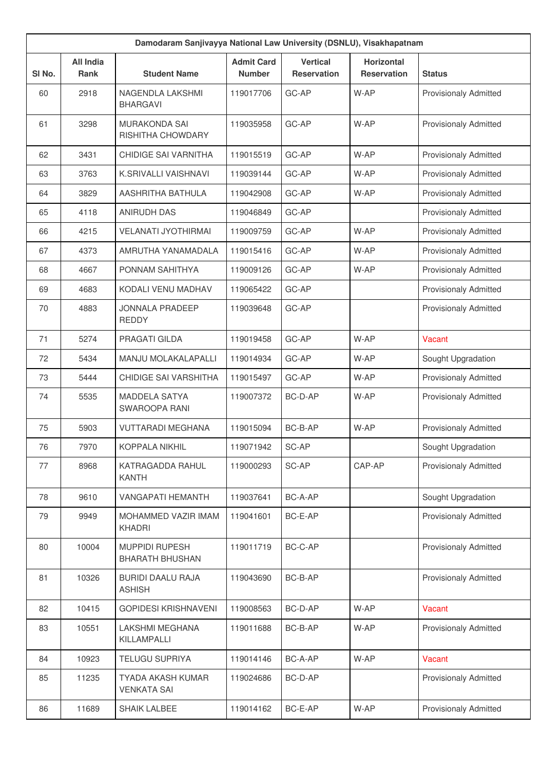| Damodaram Sanjivayya National Law University (DSNLU), Visakhapatnam | | | | | | |
|---|---|---|---|---|---|---|
| Sl No. | All India Rank | Student Name | Admit Card Number | Vertical Reservation | Horizontal Reservation | Status |
| 60 | 2918 | NAGENDLA LAKSHMI BHARGAVI | 119017706 | GC-AP | W-AP | Provisionaly Admitted |
| 61 | 3298 | MURAKONDA SAI RISHITHA CHOWDARY | 119035958 | GC-AP | W-AP | Provisionaly Admitted |
| 62 | 3431 | CHIDIGE SAI VARNITHA | 119015519 | GC-AP | W-AP | Provisionaly Admitted |
| 63 | 3763 | K.SRIVALLI VAISHNAVI | 119039144 | GC-AP | W-AP | Provisionaly Admitted |
| 64 | 3829 | AASHRITHA BATHULA | 119042908 | GC-AP | W-AP | Provisionaly Admitted |
| 65 | 4118 | ANIRUDH DAS | 119046849 | GC-AP | | Provisionaly Admitted |
| 66 | 4215 | VELANATI JYOTHIRMAI | 119009759 | GC-AP | W-AP | Provisionaly Admitted |
| 67 | 4373 | AMRUTHA YANAMADALA | 119015416 | GC-AP | W-AP | Provisionaly Admitted |
| 68 | 4667 | PONNAM SAHITHYA | 119009126 | GC-AP | W-AP | Provisionaly Admitted |
| 69 | 4683 | KODALI VENU MADHAV | 119065422 | GC-AP | | Provisionaly Admitted |
| 70 | 4883 | JONNALA PRADEEP REDDY | 119039648 | GC-AP | | Provisionaly Admitted |
| 71 | 5274 | PRAGATI GILDA | 119019458 | GC-AP | W-AP | Vacant |
| 72 | 5434 | MANJU MOLAKALAPALLI | 119014934 | GC-AP | W-AP | Sought Upgradation |
| 73 | 5444 | CHIDIGE SAI VARSHITHA | 119015497 | GC-AP | W-AP | Provisionaly Admitted |
| 74 | 5535 | MADDELA SATYA SWAROOPA RANI | 119007372 | BC-D-AP | W-AP | Provisionaly Admitted |
| 75 | 5903 | VUTTARADI MEGHANA | 119015094 | BC-B-AP | W-AP | Provisionaly Admitted |
| 76 | 7970 | KOPPALA NIKHIL | 119071942 | SC-AP | | Sought Upgradation |
| 77 | 8968 | KATRAGADDA RAHUL KANTH | 119000293 | SC-AP | CAP-AP | Provisionaly Admitted |
| 78 | 9610 | VANGAPATI HEMANTH | 119037641 | BC-A-AP | | Sought Upgradation |
| 79 | 9949 | MOHAMMED VAZIR IMAM KHADRI | 119041601 | BC-E-AP | | Provisionaly Admitted |
| 80 | 10004 | MUPPIDI RUPESH BHARATH BHUSHAN | 119011719 | BC-C-AP | | Provisionaly Admitted |
| 81 | 10326 | BURIDI DAALU RAJA ASHISH | 119043690 | BC-B-AP | | Provisionaly Admitted |
| 82 | 10415 | GOPIDESI KRISHNAVENI | 119008563 | BC-D-AP | W-AP | Vacant |
| 83 | 10551 | LAKSHMI MEGHANA KILLAMPALLI | 119011688 | BC-B-AP | W-AP | Provisionaly Admitted |
| 84 | 10923 | TELUGU SUPRIYA | 119014146 | BC-A-AP | W-AP | Vacant |
| 85 | 11235 | TYADA AKASH KUMAR VENKATA SAI | 119024686 | BC-D-AP | | Provisionaly Admitted |
| 86 | 11689 | SHAIK LALBEE | 119014162 | BC-E-AP | W-AP | Provisionaly Admitted |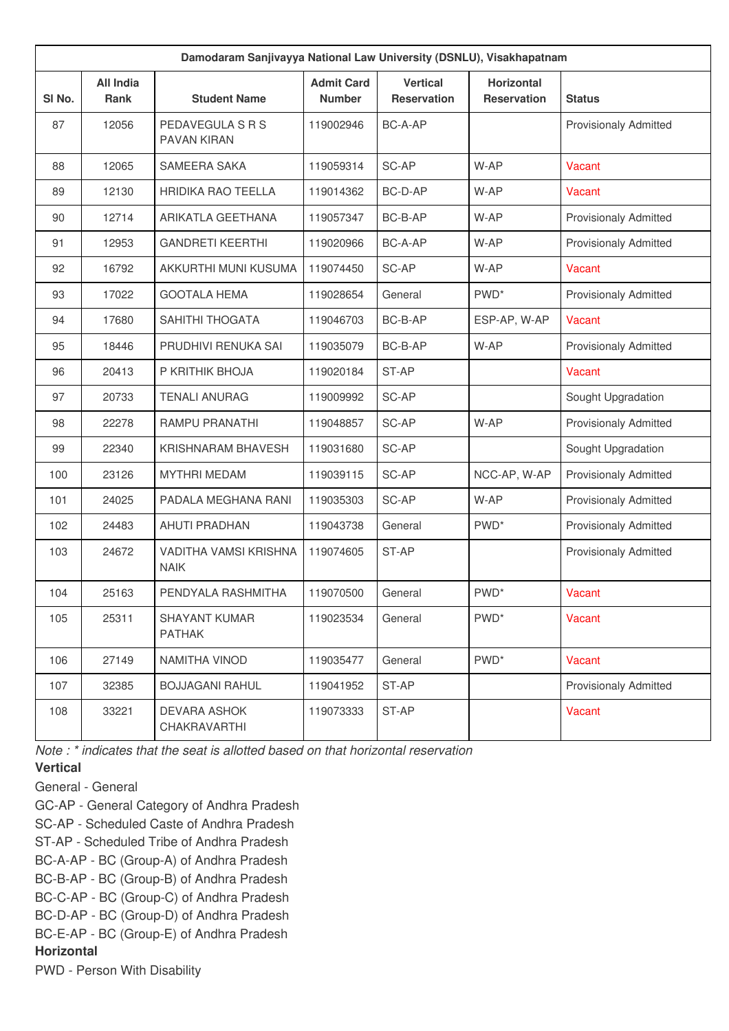| Damodaram Sanjivayya National Law University (DSNLU), Visakhapatnam | | | | | | |
|---|---|---|---|---|---|---|
| Sl No. | All India Rank | Student Name | Admit Card Number | Vertical Reservation | Horizontal Reservation | Status |
| 87 | 12056 | PEDAVEGULA S R S PAVAN KIRAN | 119002946 | BC-A-AP | | Provisionaly Admitted |
| 88 | 12065 | SAMEERA SAKA | 119059314 | SC-AP | W-AP | Vacant |
| 89 | 12130 | HRIDIKA RAO TEELLA | 119014362 | BC-D-AP | W-AP | Vacant |
| 90 | 12714 | ARIKATLA GEETHANA | 119057347 | BC-B-AP | W-AP | Provisionaly Admitted |
| 91 | 12953 | GANDRETI KEERTHI | 119020966 | BC-A-AP | W-AP | Provisionaly Admitted |
| 92 | 16792 | AKKURTHI MUNI KUSUMA | 119074450 | SC-AP | W-AP | Vacant |
| 93 | 17022 | GOOTALA HEMA | 119028654 | General | PWD* | Provisionaly Admitted |
| 94 | 17680 | SAHITHI THOGATA | 119046703 | BC-B-AP | ESP-AP, W-AP | Vacant |
| 95 | 18446 | PRUDHIVI RENUKA SAI | 119035079 | BC-B-AP | W-AP | Provisionaly Admitted |
| 96 | 20413 | P KRITHIK BHOJA | 119020184 | ST-AP | | Vacant |
| 97 | 20733 | TENALI ANURAG | 119009992 | SC-AP | | Sought Upgradation |
| 98 | 22278 | RAMPU PRANATHI | 119048857 | SC-AP | W-AP | Provisionaly Admitted |
| 99 | 22340 | KRISHNARAM BHAVESH | 119031680 | SC-AP | | Sought Upgradation |
| 100 | 23126 | MYTHRI MEDAM | 119039115 | SC-AP | NCC-AP, W-AP | Provisionaly Admitted |
| 101 | 24025 | PADALA MEGHANA RANI | 119035303 | SC-AP | W-AP | Provisionaly Admitted |
| 102 | 24483 | AHUTI PRADHAN | 119043738 | General | PWD* | Provisionaly Admitted |
| 103 | 24672 | VADITHA VAMSI KRISHNA NAIK | 119074605 | ST-AP | | Provisionaly Admitted |
| 104 | 25163 | PENDYALA RASHMITHA | 119070500 | General | PWD* | Vacant |
| 105 | 25311 | SHAYANT KUMAR PATHAK | 119023534 | General | PWD* | Vacant |
| 106 | 27149 | NAMITHA VINOD | 119035477 | General | PWD* | Vacant |
| 107 | 32385 | BOJJAGANI RAHUL | 119041952 | ST-AP | | Provisionaly Admitted |
| 108 | 33221 | DEVARA ASHOK CHAKRAVARTHI | 119073333 | ST-AP | | Vacant |

*Note : * indicates that the seat is allotted based on that horizontal reservation*

**Vertical**

General - General

GC-AP - General Category of Andhra Pradesh

SC-AP - Scheduled Caste of Andhra Pradesh

ST-AP - Scheduled Tribe of Andhra Pradesh

BC-A-AP - BC (Group-A) of Andhra Pradesh

BC-B-AP - BC (Group-B) of Andhra Pradesh

BC-C-AP - BC (Group-C) of Andhra Pradesh

BC-D-AP - BC (Group-D) of Andhra Pradesh

BC-E-AP - BC (Group-E) of Andhra Pradesh

**Horizontal**

PWD - Person With Disability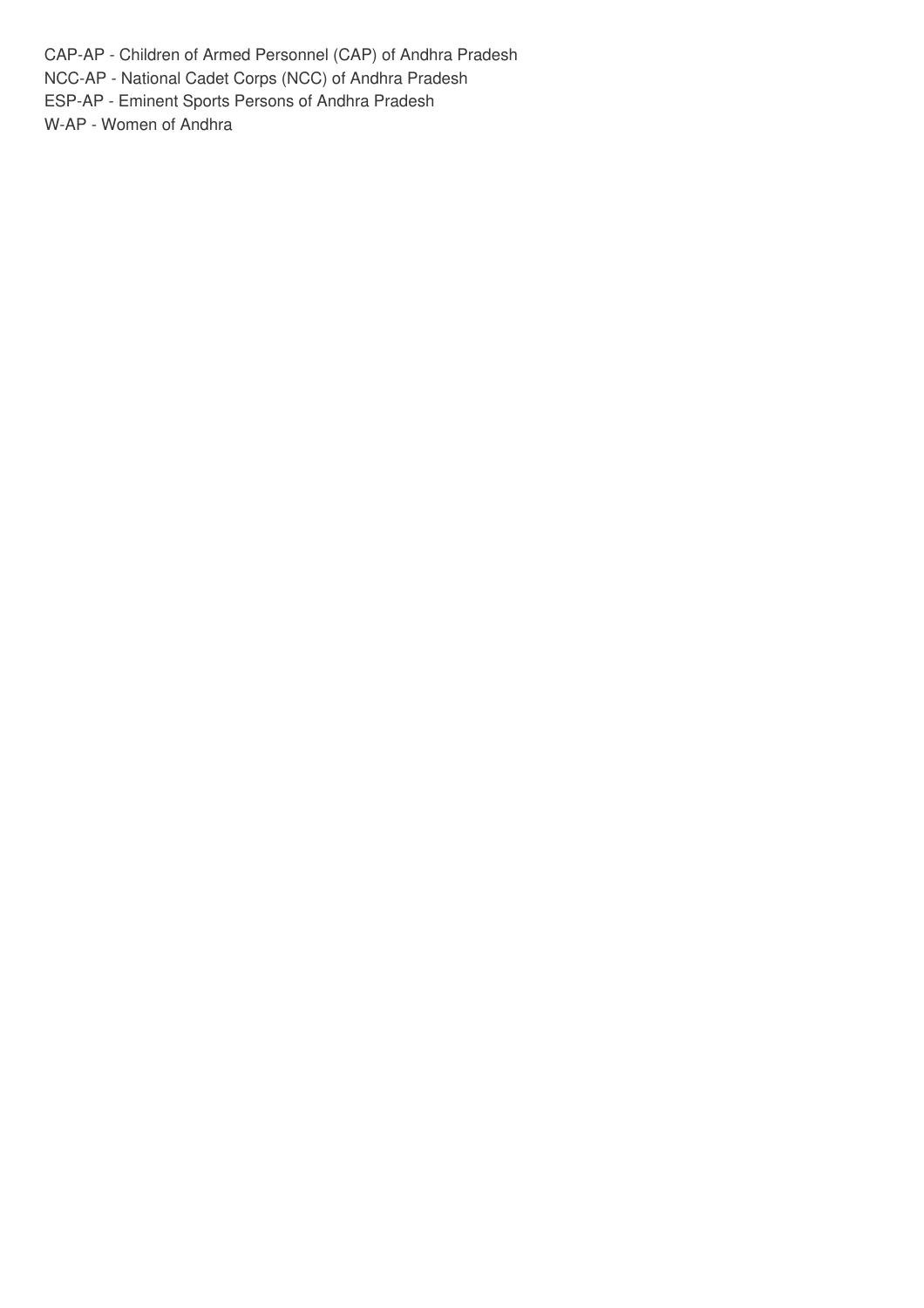CAP-AP - Children of Armed Personnel (CAP) of Andhra Pradesh
NCC-AP - National Cadet Corps (NCC) of Andhra Pradesh
ESP-AP - Eminent Sports Persons of Andhra Pradesh
W-AP - Women of Andhra